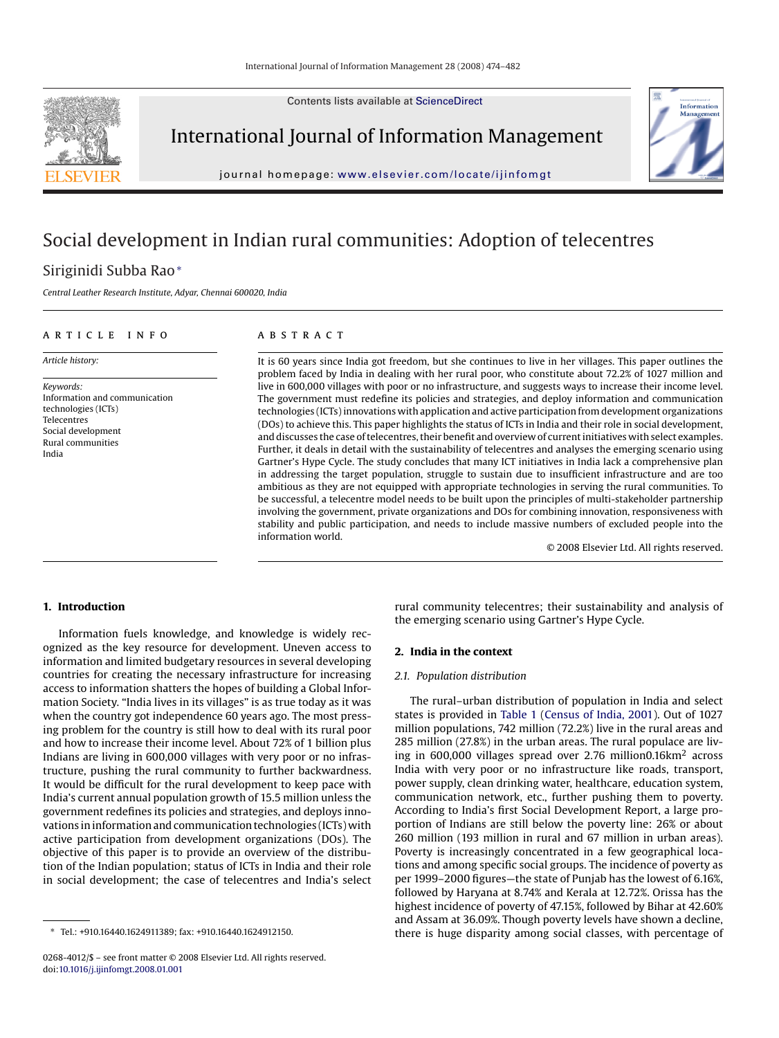Contents lists available at ScienceDirect

# International Journal of Information Management

journal homepage: www.elsevier.com/locate/ijinfomgt

# Social development in Indian rural communities: Adoption of telecentres

Siriginidi Subba Rao*

*Central Leather Research Institute, Adyar, Chennai 600020, India*

## ARTICLE INFO

*Article history:*

*Keywords:*
Information and communication technologies (ICTs)
Telecentres
Social development
Rural communities
India

## ABSTRACT

It is 60 years since India got freedom, but she continues to live in her villages. This paper outlines the problem faced by India in dealing with her rural poor, who constitute about 72.2% of 1027 million and live in 600,000 villages with poor or no infrastructure, and suggests ways to increase their income level. The government must redefine its policies and strategies, and deploy information and communication technologies (ICTs) innovations with application and active participation from development organizations (DOs) to achieve this. This paper highlights the status of ICTs in India and their role in social development, and discusses the case of telecentres, their benefit and overview of current initiatives with select examples. Further, it deals in detail with the sustainability of telecentres and analyses the emerging scenario using Gartner's Hype Cycle. The study concludes that many ICT initiatives in India lack a comprehensive plan in addressing the target population, struggle to sustain due to insufficient infrastructure and are too ambitious as they are not equipped with appropriate technologies in serving the rural communities. To be successful, a telecentre model needs to be built upon the principles of multi-stakeholder partnership involving the government, private organizations and DOs for combining innovation, responsiveness with stability and public participation, and needs to include massive numbers of excluded people into the information world.

© 2008 Elsevier Ltd. All rights reserved.

## 1. Introduction

Information fuels knowledge, and knowledge is widely recognized as the key resource for development. Uneven access to information and limited budgetary resources in several developing countries for creating the necessary infrastructure for increasing access to information shatters the hopes of building a Global Information Society. "India lives in its villages" is as true today as it was when the country got independence 60 years ago. The most pressing problem for the country is still how to deal with its rural poor and how to increase their income level. About 72% of 1 billion plus Indians are living in 600,000 villages with very poor or no infrastructure, pushing the rural community to further backwardness. It would be difficult for the rural development to keep pace with India's current annual population growth of 15.5 million unless the government redefines its policies and strategies, and deploys innovations in information and communication technologies (ICTs) with active participation from development organizations (DOs). The objective of this paper is to provide an overview of the distribution of the Indian population; status of ICTs in India and their role in social development; the case of telecentres and India's select rural community telecentres; their sustainability and analysis of the emerging scenario using Gartner's Hype Cycle.

## 2. India in the context

### 2.1. Population distribution

The rural–urban distribution of population in India and select states is provided in Table 1 (Census of India, 2001). Out of 1027 million populations, 742 million (72.2%) live in the rural areas and 285 million (27.8%) in the urban areas. The rural populace are living in 600,000 villages spread over 2.76 million0.16km$^2$ across India with very poor or no infrastructure like roads, transport, power supply, clean drinking water, healthcare, education system, communication network, etc., further pushing them to poverty. According to India's first Social Development Report, a large proportion of Indians are still below the poverty line: 26% or about 260 million (193 million in rural and 67 million in urban areas). Poverty is increasingly concentrated in a few geographical locations and among specific social groups. The incidence of poverty as per 1999–2000 figures—the state of Punjab has the lowest of 6.16%, followed by Haryana at 8.74% and Kerala at 12.72%. Orissa has the highest incidence of poverty of 47.15%, followed by Bihar at 42.60% and Assam at 36.09%. Though poverty levels have shown a decline, there is huge disparity among social classes, with percentage of

\* Tel.: +910.16440.1624911389; fax: +910.16440.1624912150.

0268-4012/$ – see front matter © 2008 Elsevier Ltd. All rights reserved.
doi:10.1016/j.ijinfomgt.2008.01.001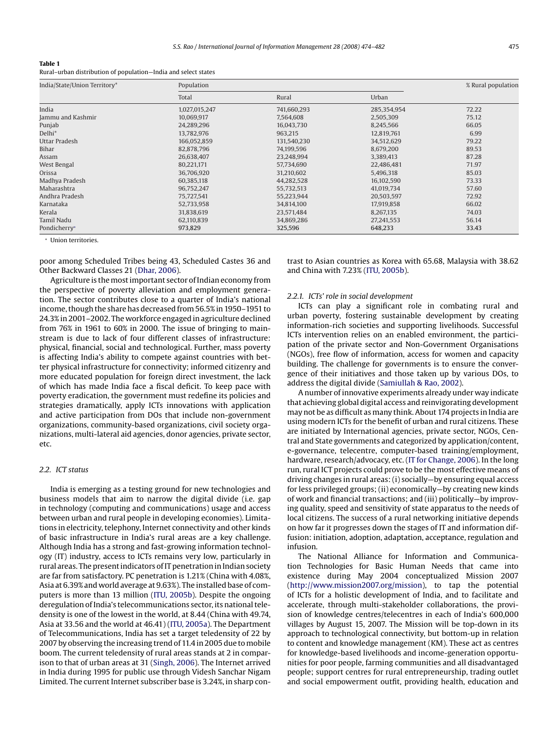**Table 1**
Rural–urban distribution of population—India and select states

| India/State/Union Territory* | Population | | | % Rural population |
|---|---|---|---|---|
| | Total | Rural | Urban | |
| India | 1,027,015,247 | 741,660,293 | 285,354,954 | 72.22 |
| Jammu and Kashmir | 10,069,917 | 7,564,608 | 2,505,309 | 75.12 |
| Punjab | 24,289,296 | 16,043,730 | 8,245,566 | 66.05 |
| Delhi* | 13,782,976 | 963,215 | 12,819,761 | 6.99 |
| Uttar Pradesh | 166,052,859 | 131,540,230 | 34,512,629 | 79.22 |
| Bihar | 82,878,796 | 74,199,596 | 8,679,200 | 89.53 |
| Assam | 26,638,407 | 23,248,994 | 3,389,413 | 87.28 |
| West Bengal | 80,221,171 | 57,734,690 | 22,486,481 | 71.97 |
| Orissa | 36,706,920 | 31,210,602 | 5,496,318 | 85.03 |
| Madhya Pradesh | 60,385,118 | 44,282,528 | 16,102,590 | 73.33 |
| Maharashtra | 96,752,247 | 55,732,513 | 41,019,734 | 57.60 |
| Andhra Pradesh | 75,727,541 | 55,223,944 | 20,503,597 | 72.92 |
| Karnataka | 52,733,958 | 34,814,100 | 17,919,858 | 66.02 |
| Kerala | 31,838,619 | 23,571,484 | 8,267,135 | 74.03 |
| Tamil Nadu | 62,110,839 | 34,869,286 | 27,241,553 | 56.14 |
| Pondicherry* | 973,829 | 325,596 | 648,233 | 33.43 |

* Union territories.

poor among Scheduled Tribes being 43, Scheduled Castes 36 and Other Backward Classes 21 (Dhar, 2006).

Agriculture is the most important sector of Indian economy from the perspective of poverty alleviation and employment generation. The sector contributes close to a quarter of India's national income, though the share has decreased from 56.5% in 1950–1951 to 24.3% in 2001–2002. The workforce engaged in agriculture declined from 76% in 1961 to 60% in 2000. The issue of bringing to mainstream is due to lack of four different classes of infrastructure: physical, financial, social and technological. Further, mass poverty is affecting India's ability to compete against countries with better physical infrastructure for connectivity; informed citizenry and more educated population for foreign direct investment, the lack of which has made India face a fiscal deficit. To keep pace with poverty eradication, the government must redefine its policies and strategies dramatically, apply ICTs innovations with application and active participation from DOs that include non-government organizations, community-based organizations, civil society organizations, multi-lateral aid agencies, donor agencies, private sector, etc.

### *2.2. ICT status*

India is emerging as a testing ground for new technologies and business models that aim to narrow the digital divide (i.e. gap in technology (computing and communications) usage and access between urban and rural people in developing economies). Limitations in electricity, telephony, Internet connectivity and other kinds of basic infrastructure in India's rural areas are a key challenge. Although India has a strong and fast-growing information technology (IT) industry, access to ICTs remains very low, particularly in rural areas. The present indicators of IT penetration in Indian society are far from satisfactory. PC penetration is 1.21% (China with 4.08%, Asia at 6.39% and world average at 9.63%). The installed base of computers is more than 13 million (ITU, 2005b). Despite the ongoing deregulation of India's telecommunications sector, its national teledensity is one of the lowest in the world, at 8.44 (China with 49.74, Asia at 33.56 and the world at 46.41) (ITU, 2005a). The Department of Telecommunications, India has set a target teledensity of 22 by 2007 by observing the increasing trend of 11.4 in 2005 due to mobile boom. The current teledensity of rural areas stands at 2 in comparison to that of urban areas at 31 (Singh, 2006). The Internet arrived in India during 1995 for public use through Videsh Sanchar Nigam Limited. The current Internet subscriber base is 3.24%, in sharp contrast to Asian countries as Korea with 65.68, Malaysia with 38.62 and China with 7.23% (ITU, 2005b).

#### *2.2.1. ICTs' role in social development*

ICTs can play a significant role in combating rural and urban poverty, fostering sustainable development by creating information-rich societies and supporting livelihoods. Successful ICTs intervention relies on an enabled environment, the participation of the private sector and Non-Government Organisations (NGOs), free flow of information, access for women and capacity building. The challenge for governments is to ensure the convergence of their initiatives and those taken up by various DOs, to address the digital divide (Samiullah & Rao, 2002).

A number of innovative experiments already under way indicate that achieving global digital access and reinvigorating development may not be as difficult as many think. About 174 projects in India are using modern ICTs for the benefit of urban and rural citizens. These are initiated by International agencies, private sector, NGOs, Central and State governments and categorized by application/content, e-governance, telecentre, computer-based training/employment, hardware, research/advocacy, etc. (IT for Change, 2006). In the long run, rural ICT projects could prove to be the most effective means of driving changes in rural areas: (i) socially—by ensuring equal access for less privileged groups; (ii) economically—by creating new kinds of work and financial transactions; and (iii) politically—by improving quality, speed and sensitivity of state apparatus to the needs of local citizens. The success of a rural networking initiative depends on how far it progresses down the stages of IT and information diffusion: initiation, adoption, adaptation, acceptance, regulation and infusion.

The National Alliance for Information and Communication Technologies for Basic Human Needs that came into existence during May 2004 conceptualized Mission 2007 (http://www.mission2007.org/mission), to tap the potential of ICTs for a holistic development of India, and to facilitate and accelerate, through multi-stakeholder collaborations, the provision of knowledge centres/telecentres in each of India's 600,000 villages by August 15, 2007. The Mission will be top-down in its approach to technological connectivity, but bottom-up in relation to content and knowledge management (KM). These act as centres for knowledge-based livelihoods and income-generation opportunities for poor people, farming communities and all disadvantaged people; support centres for rural entrepreneurship, trading outlet and social empowerment outfit, providing health, education and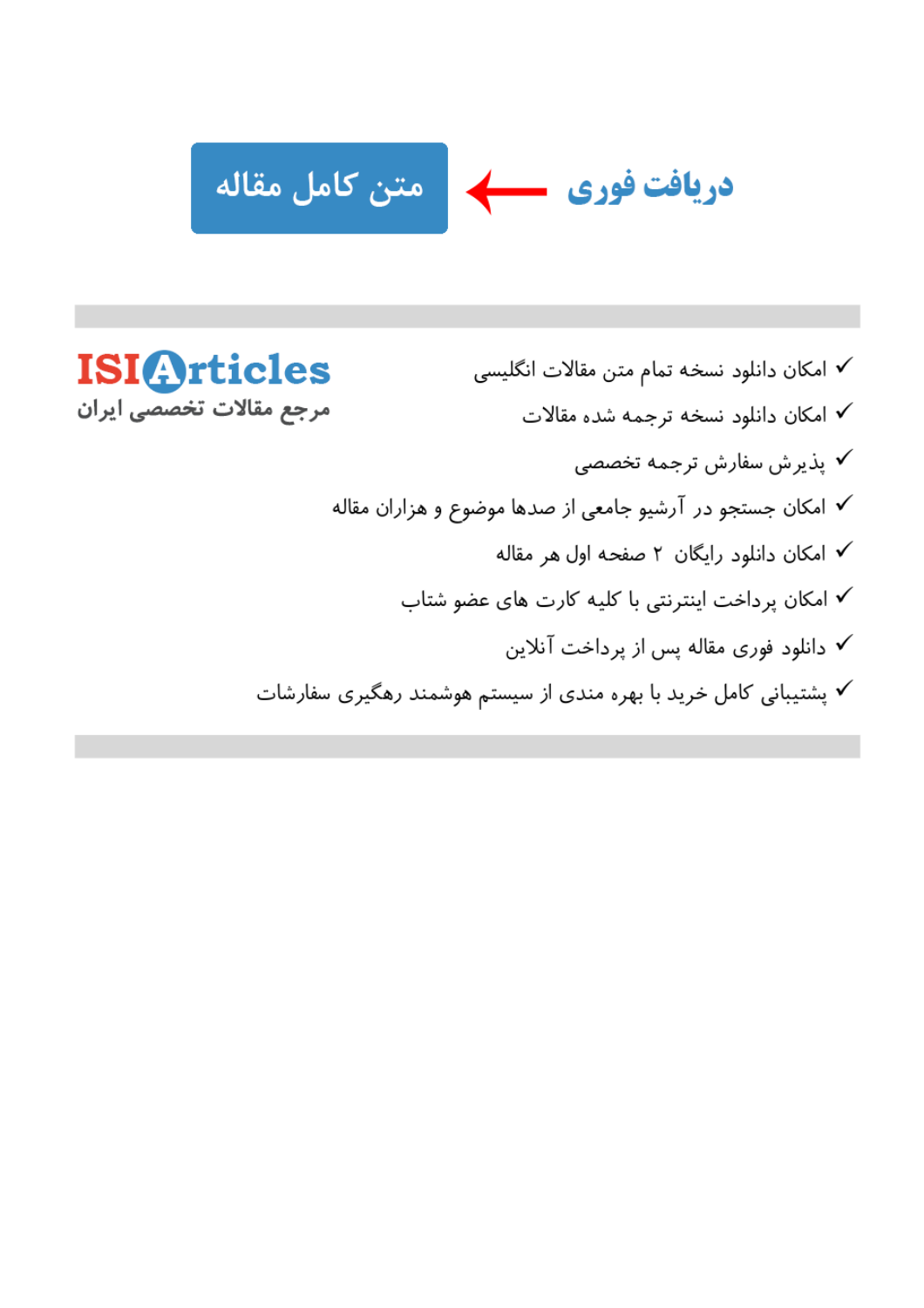دریافت فوری ← متن کامل مقاله

**ISIArticles**
مرجع مقالات تخصصی ایران

- ✓ امکان دانلود نسخه تمام متن مقالات انگلیسی
- ✓ امکان دانلود نسخه ترجمه شده مقالات
- ✓ پذیرش سفارش ترجمه تخصصی
- ✓ امکان جستجو در آرشیو جامعی از صدها موضوع و هزاران مقاله
- ✓ امکان دانلود رایگان ۲ صفحه اول هر مقاله
- ✓ امکان پرداخت اینترنتی با کلیه کارت های عضو شتاب
- ✓ دانلود فوری مقاله پس از پرداخت آنلاین
- ✓ پشتیبانی کامل خرید با بهره مندی از سیستم هوشمند رهگیری سفارشات